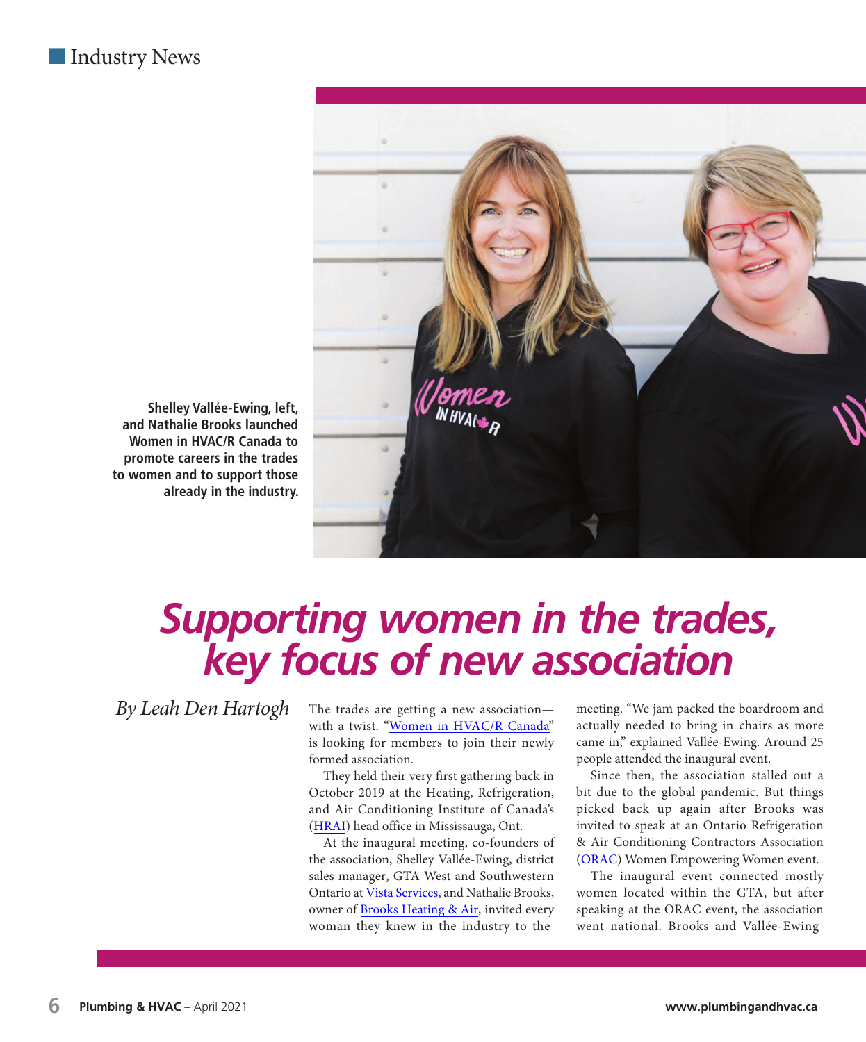Industry News

Shelley Vallée-Ewing, left, and Nathalie Brooks launched Women in HVAC/R Canada to promote careers in the trades to women and to support those already in the industry.

# Supporting women in the trades, key focus of new association

*By Leah Den Hartogh*

The trades are getting a new association—with a twist. "Women in HVAC/R Canada" is looking for members to join their newly formed association.

They held their very first gathering back in October 2019 at the Heating, Refrigeration, and Air Conditioning Institute of Canada's (HRAI) head office in Mississauga, Ont.

At the inaugural meeting, co-founders of the association, Shelley Vallée-Ewing, district sales manager, GTA West and Southwestern Ontario at Vista Services, and Nathalie Brooks, owner of Brooks Heating & Air, invited every woman they knew in the industry to the meeting. "We jam packed the boardroom and actually needed to bring in chairs as more came in," explained Vallée-Ewing. Around 25 people attended the inaugural event.

Since then, the association stalled out a bit due to the global pandemic. But things picked back up again after Brooks was invited to speak at an Ontario Refrigeration & Air Conditioning Contractors Association (ORAC) Women Empowering Women event.

The inaugural event connected mostly women located within the GTA, but after speaking at the ORAC event, the association went national. Brooks and Vallée-Ewing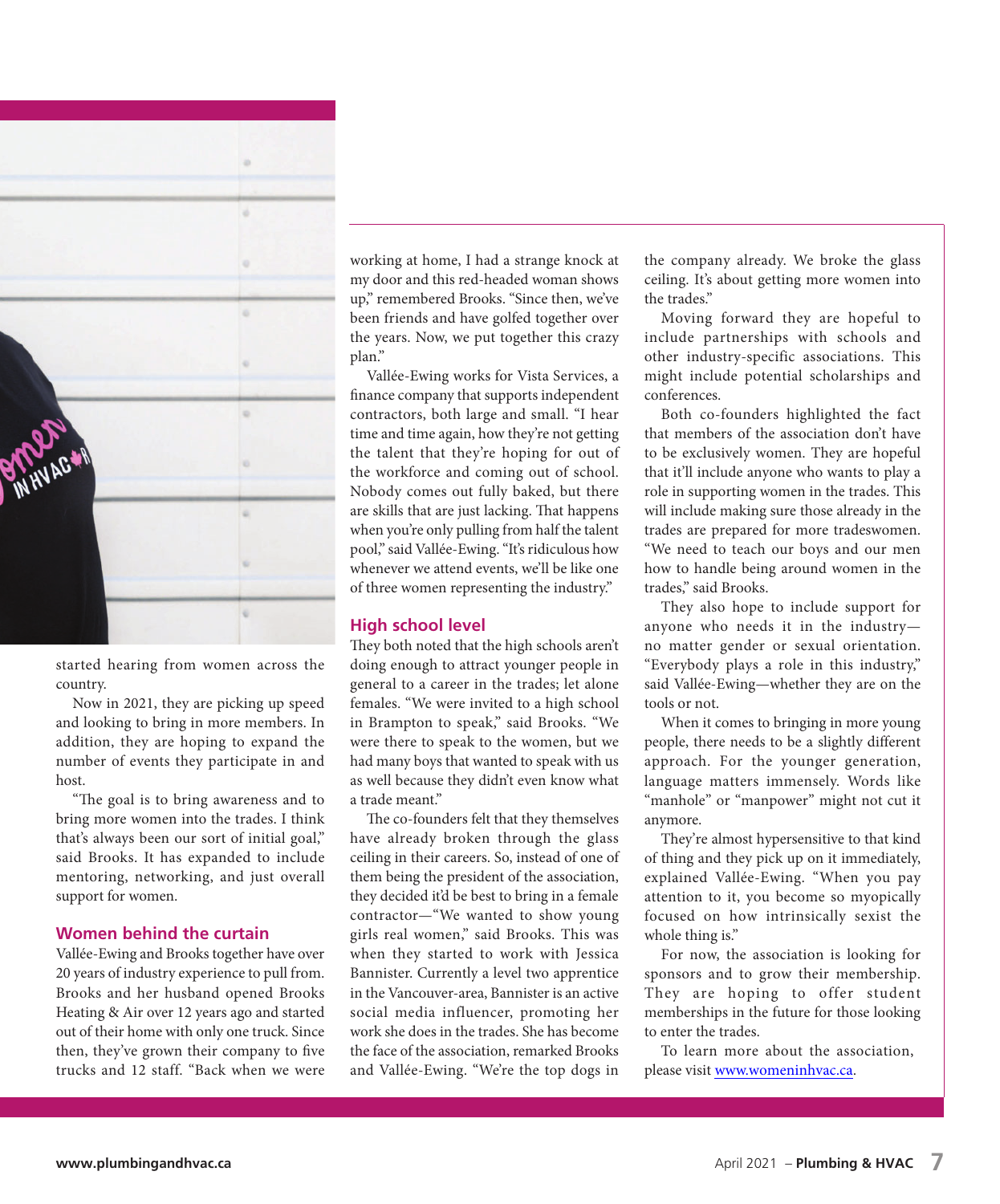started hearing from women across the country.

Now in 2021, they are picking up speed and looking to bring in more members. In addition, they are hoping to expand the number of events they participate in and host.

"The goal is to bring awareness and to bring more women into the trades. I think that's always been our sort of initial goal," said Brooks. It has expanded to include mentoring, networking, and just overall support for women.

## Women behind the curtain

Vallée-Ewing and Brooks together have over 20 years of industry experience to pull from. Brooks and her husband opened Brooks Heating & Air over 12 years ago and started out of their home with only one truck. Since then, they've grown their company to five trucks and 12 staff. "Back when we were working at home, I had a strange knock at my door and this red-headed woman shows up," remembered Brooks. "Since then, we've been friends and have golfed together over the years. Now, we put together this crazy plan."

Vallée-Ewing works for Vista Services, a finance company that supports independent contractors, both large and small. "I hear time and time again, how they're not getting the talent that they're hoping for out of the workforce and coming out of school. Nobody comes out fully baked, but there are skills that are just lacking. That happens when you're only pulling from half the talent pool," said Vallée-Ewing. "It's ridiculous how whenever we attend events, we'll be like one of three women representing the industry."

## High school level

They both noted that the high schools aren't doing enough to attract younger people in general to a career in the trades; let alone females. "We were invited to a high school in Brampton to speak," said Brooks. "We were there to speak to the women, but we had many boys that wanted to speak with us as well because they didn't even know what a trade meant."

The co-founders felt that they themselves have already broken through the glass ceiling in their careers. So, instead of one of them being the president of the association, they decided it'd be best to bring in a female contractor—"We wanted to show young girls real women," said Brooks. This was when they started to work with Jessica Bannister. Currently a level two apprentice in the Vancouver-area, Bannister is an active social media influencer, promoting her work she does in the trades. She has become the face of the association, remarked Brooks and Vallée-Ewing. "We're the top dogs in the company already. We broke the glass ceiling. It's about getting more women into the trades."

Moving forward they are hopeful to include partnerships with schools and other industry-specific associations. This might include potential scholarships and conferences.

Both co-founders highlighted the fact that members of the association don't have to be exclusively women. They are hopeful that it'll include anyone who wants to play a role in supporting women in the trades. This will include making sure those already in the trades are prepared for more tradeswomen. "We need to teach our boys and our men how to handle being around women in the trades," said Brooks.

They also hope to include support for anyone who needs it in the industry—no matter gender or sexual orientation. "Everybody plays a role in this industry," said Vallée-Ewing—whether they are on the tools or not.

When it comes to bringing in more young people, there needs to be a slightly different approach. For the younger generation, language matters immensely. Words like "manhole" or "manpower" might not cut it anymore.

They're almost hypersensitive to that kind of thing and they pick up on it immediately, explained Vallée-Ewing. "When you pay attention to it, you become so myopically focused on how intrinsically sexist the whole thing is."

For now, the association is looking for sponsors and to grow their membership. They are hoping to offer student memberships in the future for those looking to enter the trades.

To learn more about the association, please visit www.womeninhvac.ca.